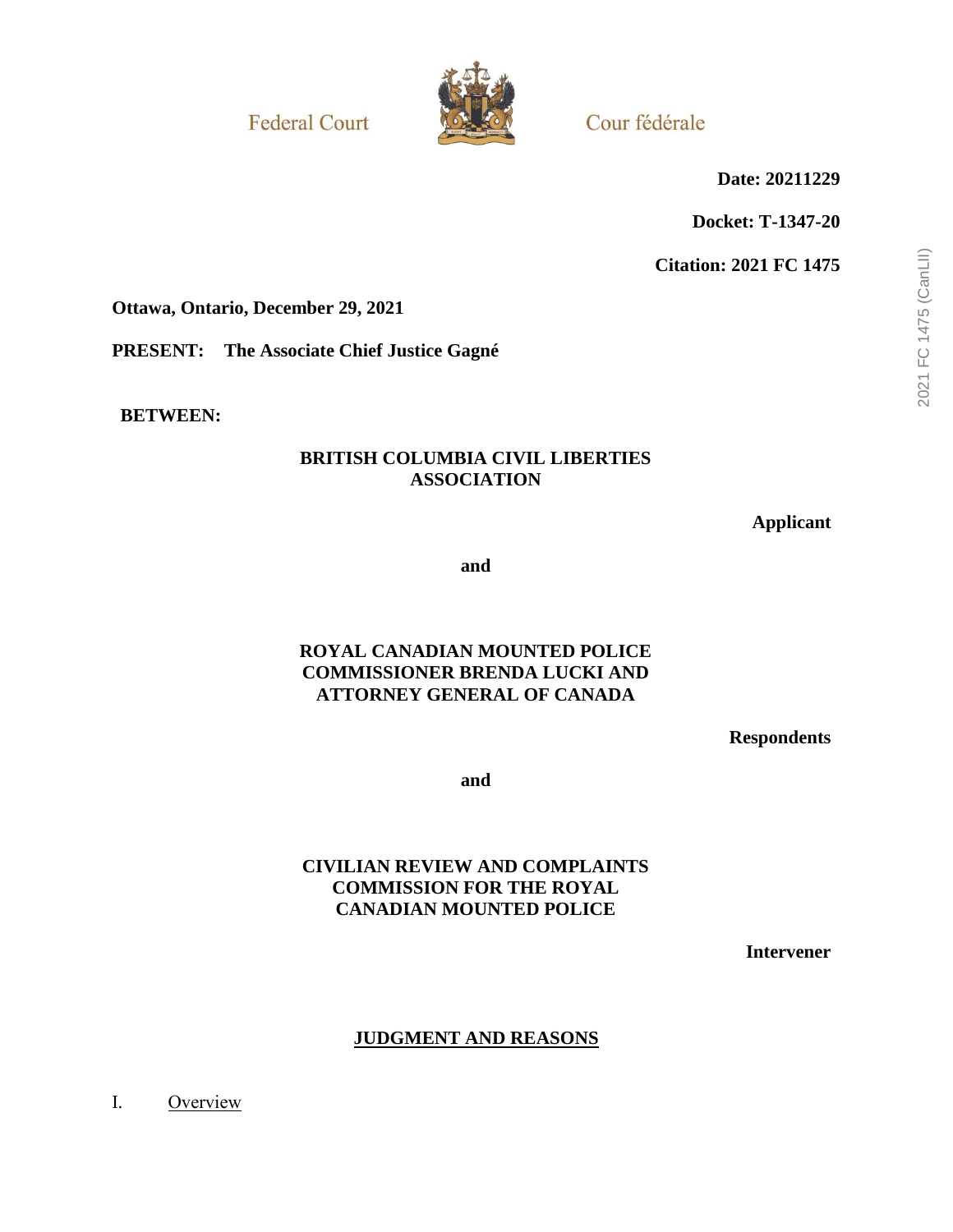Federal Court — Cour fédérale

**Date: 20211229**

**Docket: T-1347-20**

**Citation: 2021 FC 1475**

**Ottawa, Ontario, December 29, 2021**

**PRESENT: The Associate Chief Justice Gagné**

**BETWEEN:**

**BRITISH COLUMBIA CIVIL LIBERTIES ASSOCIATION**

**Applicant**

**and**

**ROYAL CANADIAN MOUNTED POLICE COMMISSIONER BRENDA LUCKI AND ATTORNEY GENERAL OF CANADA**

**Respondents**

**and**

**CIVILIAN REVIEW AND COMPLAINTS COMMISSION FOR THE ROYAL CANADIAN MOUNTED POLICE**

**Intervener**

## JUDGMENT AND REASONS

### I. Overview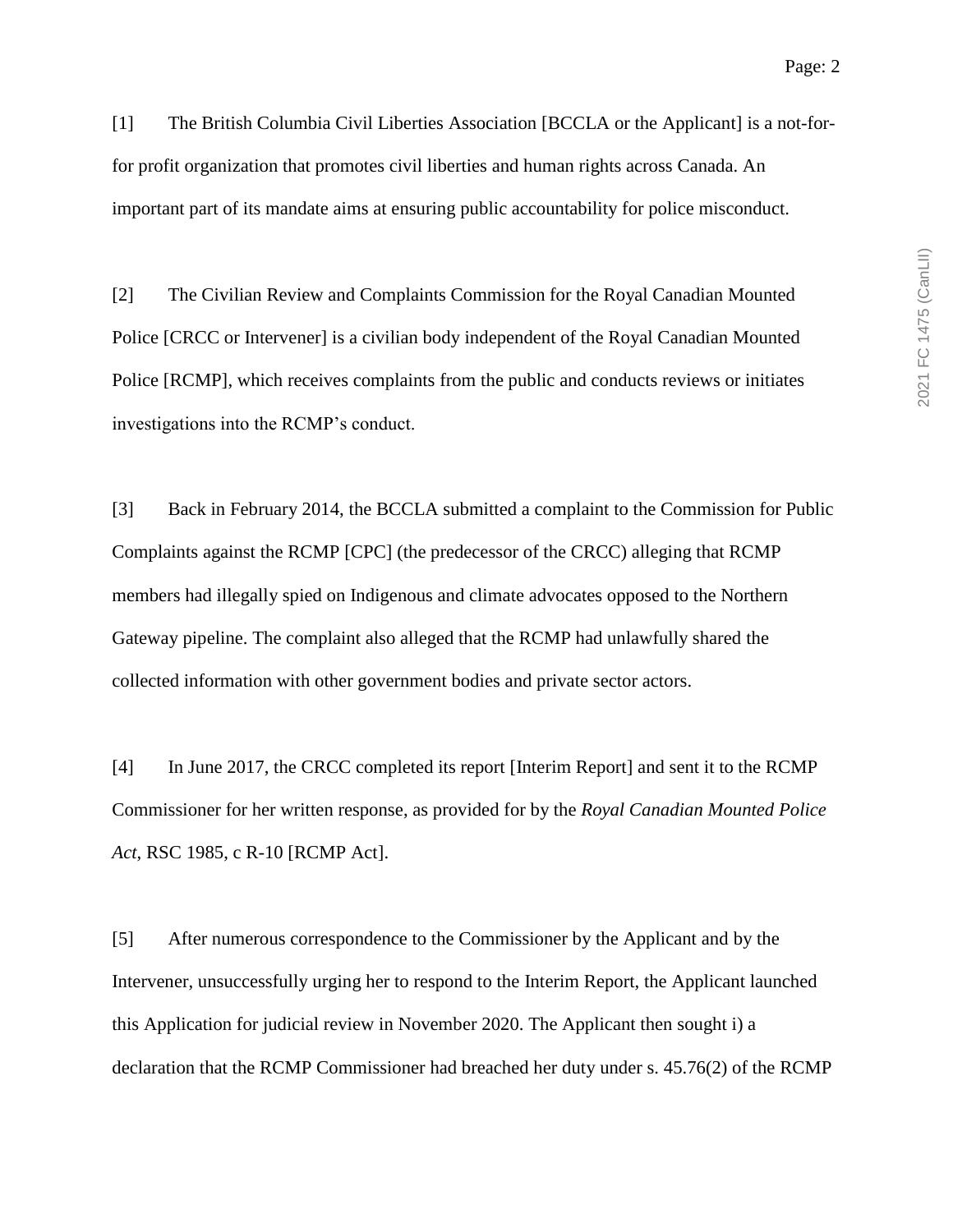[1] The British Columbia Civil Liberties Association [BCCLA or the Applicant] is a not-for-for profit organization that promotes civil liberties and human rights across Canada. An important part of its mandate aims at ensuring public accountability for police misconduct.

[2] The Civilian Review and Complaints Commission for the Royal Canadian Mounted Police [CRCC or Intervener] is a civilian body independent of the Royal Canadian Mounted Police [RCMP], which receives complaints from the public and conducts reviews or initiates investigations into the RCMP's conduct.

[3] Back in February 2014, the BCCLA submitted a complaint to the Commission for Public Complaints against the RCMP [CPC] (the predecessor of the CRCC) alleging that RCMP members had illegally spied on Indigenous and climate advocates opposed to the Northern Gateway pipeline. The complaint also alleged that the RCMP had unlawfully shared the collected information with other government bodies and private sector actors.

[4] In June 2017, the CRCC completed its report [Interim Report] and sent it to the RCMP Commissioner for her written response, as provided for by the *Royal Canadian Mounted Police Act*, RSC 1985, c R-10 [RCMP Act].

[5] After numerous correspondence to the Commissioner by the Applicant and by the Intervener, unsuccessfully urging her to respond to the Interim Report, the Applicant launched this Application for judicial review in November 2020. The Applicant then sought i) a declaration that the RCMP Commissioner had breached her duty under s. 45.76(2) of the RCMP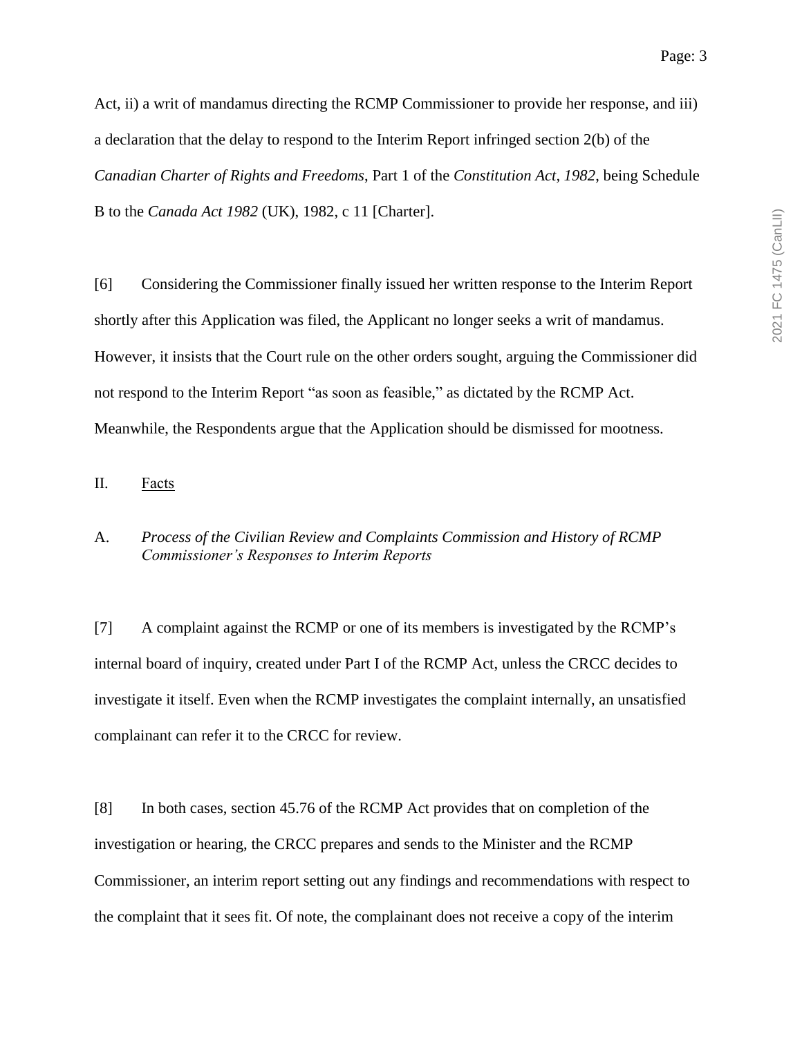Act, ii) a writ of mandamus directing the RCMP Commissioner to provide her response, and iii) a declaration that the delay to respond to the Interim Report infringed section 2(b) of the *Canadian Charter of Rights and Freedoms*, Part 1 of the *Constitution Act, 1982*, being Schedule B to the *Canada Act 1982* (UK), 1982, c 11 [Charter].

[6] Considering the Commissioner finally issued her written response to the Interim Report shortly after this Application was filed, the Applicant no longer seeks a writ of mandamus. However, it insists that the Court rule on the other orders sought, arguing the Commissioner did not respond to the Interim Report "as soon as feasible," as dictated by the RCMP Act. Meanwhile, the Respondents argue that the Application should be dismissed for mootness.

## II. Facts

### A. *Process of the Civilian Review and Complaints Commission and History of RCMP Commissioner's Responses to Interim Reports*

[7] A complaint against the RCMP or one of its members is investigated by the RCMP's internal board of inquiry, created under Part I of the RCMP Act, unless the CRCC decides to investigate it itself. Even when the RCMP investigates the complaint internally, an unsatisfied complainant can refer it to the CRCC for review.

[8] In both cases, section 45.76 of the RCMP Act provides that on completion of the investigation or hearing, the CRCC prepares and sends to the Minister and the RCMP Commissioner, an interim report setting out any findings and recommendations with respect to the complaint that it sees fit. Of note, the complainant does not receive a copy of the interim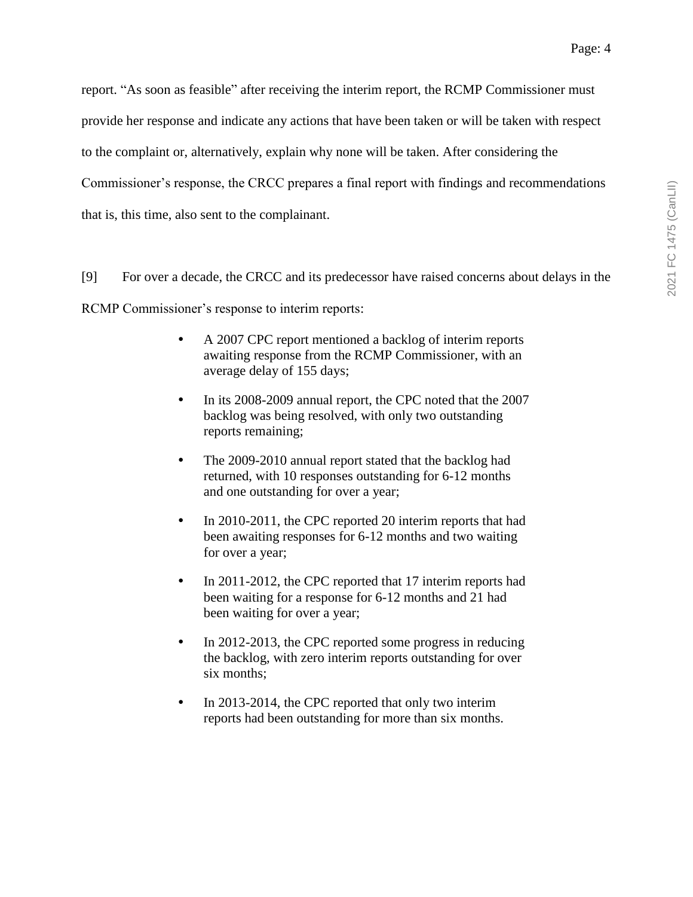report. "As soon as feasible" after receiving the interim report, the RCMP Commissioner must provide her response and indicate any actions that have been taken or will be taken with respect to the complaint or, alternatively, explain why none will be taken. After considering the Commissioner's response, the CRCC prepares a final report with findings and recommendations that is, this time, also sent to the complainant.

[9] For over a decade, the CRCC and its predecessor have raised concerns about delays in the RCMP Commissioner's response to interim reports:

- A 2007 CPC report mentioned a backlog of interim reports awaiting response from the RCMP Commissioner, with an average delay of 155 days;
- In its 2008-2009 annual report, the CPC noted that the 2007 backlog was being resolved, with only two outstanding reports remaining;
- The 2009-2010 annual report stated that the backlog had returned, with 10 responses outstanding for 6-12 months and one outstanding for over a year;
- In 2010-2011, the CPC reported 20 interim reports that had been awaiting responses for 6-12 months and two waiting for over a year;
- In 2011-2012, the CPC reported that 17 interim reports had been waiting for a response for 6-12 months and 21 had been waiting for over a year;
- In 2012-2013, the CPC reported some progress in reducing the backlog, with zero interim reports outstanding for over six months;
- In 2013-2014, the CPC reported that only two interim reports had been outstanding for more than six months.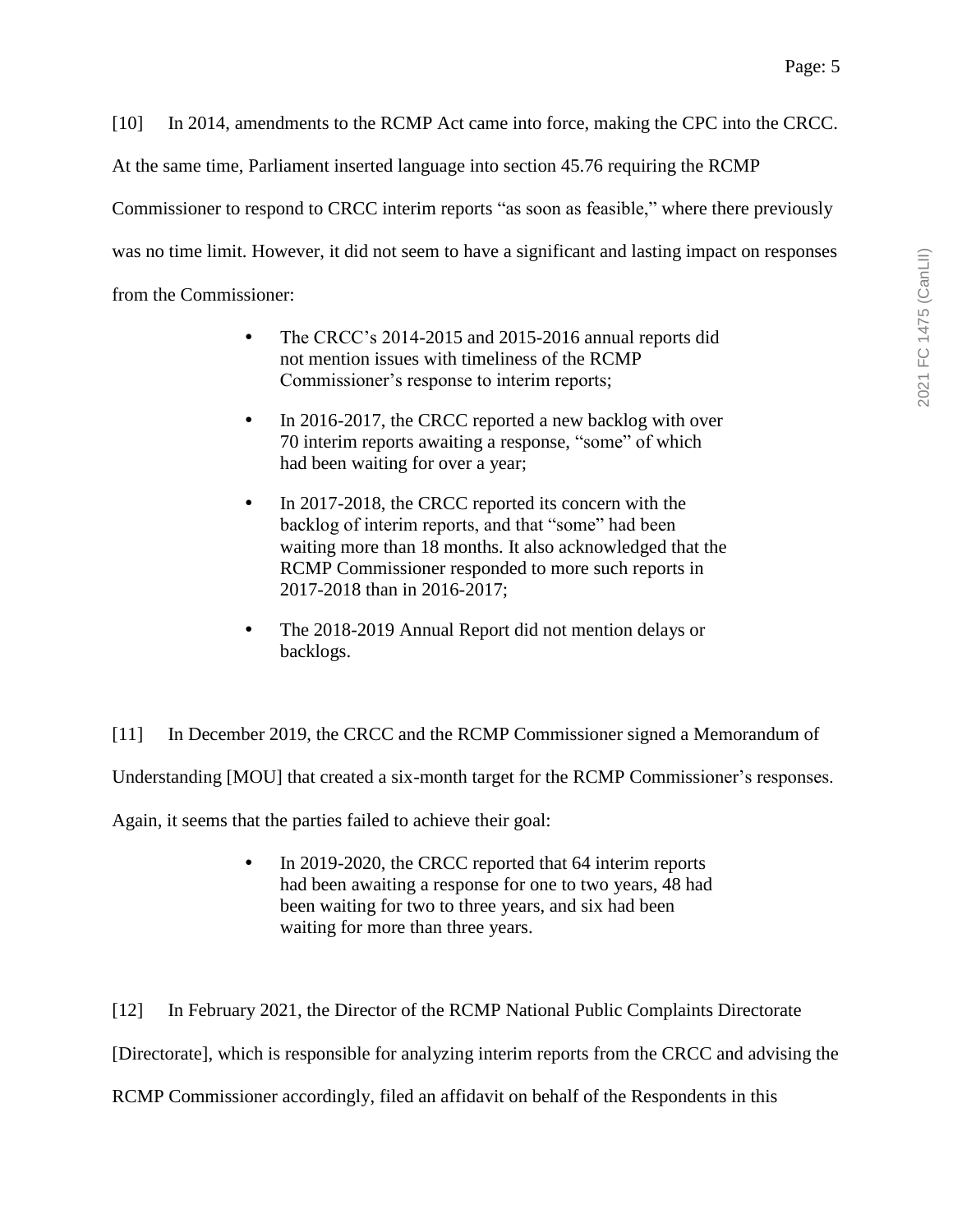[10] In 2014, amendments to the RCMP Act came into force, making the CPC into the CRCC. At the same time, Parliament inserted language into section 45.76 requiring the RCMP Commissioner to respond to CRCC interim reports "as soon as feasible," where there previously was no time limit. However, it did not seem to have a significant and lasting impact on responses from the Commissioner:

- The CRCC's 2014-2015 and 2015-2016 annual reports did not mention issues with timeliness of the RCMP Commissioner's response to interim reports;
- In 2016-2017, the CRCC reported a new backlog with over 70 interim reports awaiting a response, "some" of which had been waiting for over a year;
- In 2017-2018, the CRCC reported its concern with the backlog of interim reports, and that "some" had been waiting more than 18 months. It also acknowledged that the RCMP Commissioner responded to more such reports in 2017-2018 than in 2016-2017;
- The 2018-2019 Annual Report did not mention delays or backlogs.

[11] In December 2019, the CRCC and the RCMP Commissioner signed a Memorandum of Understanding [MOU] that created a six-month target for the RCMP Commissioner's responses. Again, it seems that the parties failed to achieve their goal:

- In 2019-2020, the CRCC reported that 64 interim reports had been awaiting a response for one to two years, 48 had been waiting for two to three years, and six had been waiting for more than three years.

[12] In February 2021, the Director of the RCMP National Public Complaints Directorate [Directorate], which is responsible for analyzing interim reports from the CRCC and advising the RCMP Commissioner accordingly, filed an affidavit on behalf of the Respondents in this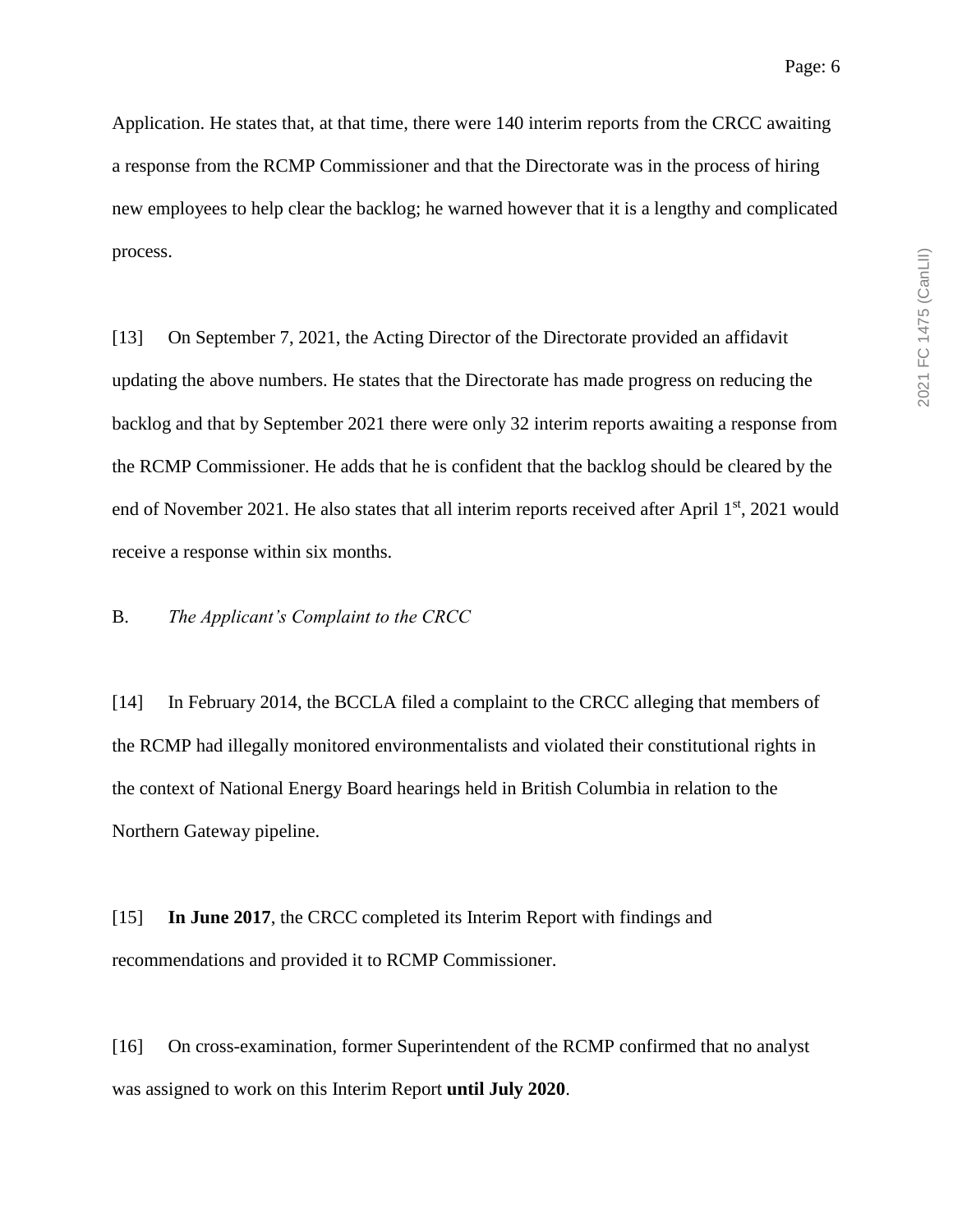Application. He states that, at that time, there were 140 interim reports from the CRCC awaiting a response from the RCMP Commissioner and that the Directorate was in the process of hiring new employees to help clear the backlog; he warned however that it is a lengthy and complicated process.

[13] On September 7, 2021, the Acting Director of the Directorate provided an affidavit updating the above numbers. He states that the Directorate has made progress on reducing the backlog and that by September 2021 there were only 32 interim reports awaiting a response from the RCMP Commissioner. He adds that he is confident that the backlog should be cleared by the end of November 2021. He also states that all interim reports received after April 1st, 2021 would receive a response within six months.

B. *The Applicant's Complaint to the CRCC*

[14] In February 2014, the BCCLA filed a complaint to the CRCC alleging that members of the RCMP had illegally monitored environmentalists and violated their constitutional rights in the context of National Energy Board hearings held in British Columbia in relation to the Northern Gateway pipeline.

[15] **In June 2017**, the CRCC completed its Interim Report with findings and recommendations and provided it to RCMP Commissioner.

[16] On cross-examination, former Superintendent of the RCMP confirmed that no analyst was assigned to work on this Interim Report **until July 2020**.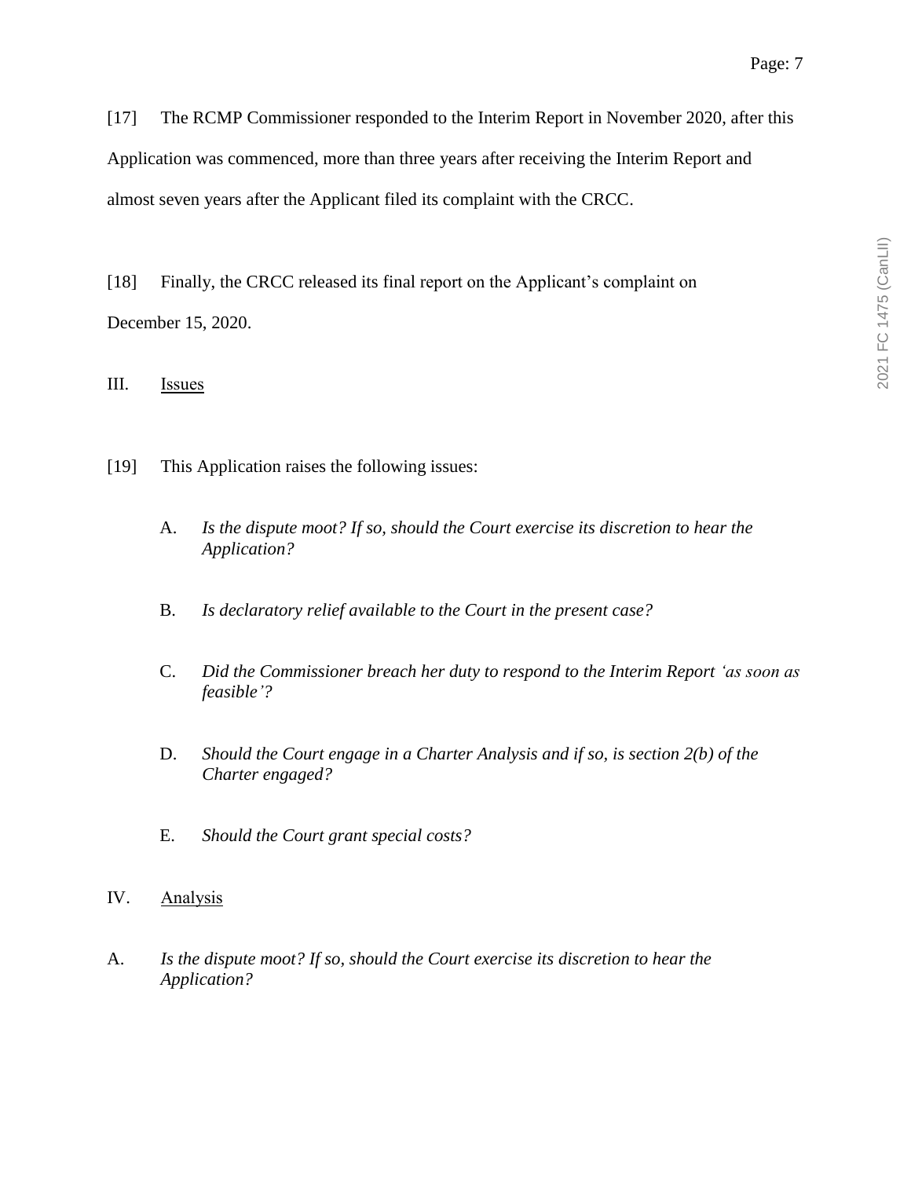[17] The RCMP Commissioner responded to the Interim Report in November 2020, after this Application was commenced, more than three years after receiving the Interim Report and almost seven years after the Applicant filed its complaint with the CRCC.

[18] Finally, the CRCC released its final report on the Applicant's complaint on December 15, 2020.

## III. Issues

[19] This Application raises the following issues:

A. *Is the dispute moot? If so, should the Court exercise its discretion to hear the Application?*

B. *Is declaratory relief available to the Court in the present case?*

C. *Did the Commissioner breach her duty to respond to the Interim Report 'as soon as feasible'?*

D. *Should the Court engage in a Charter Analysis and if so, is section 2(b) of the Charter engaged?*

E. *Should the Court grant special costs?*

## IV. Analysis

### A. *Is the dispute moot? If so, should the Court exercise its discretion to hear the Application?*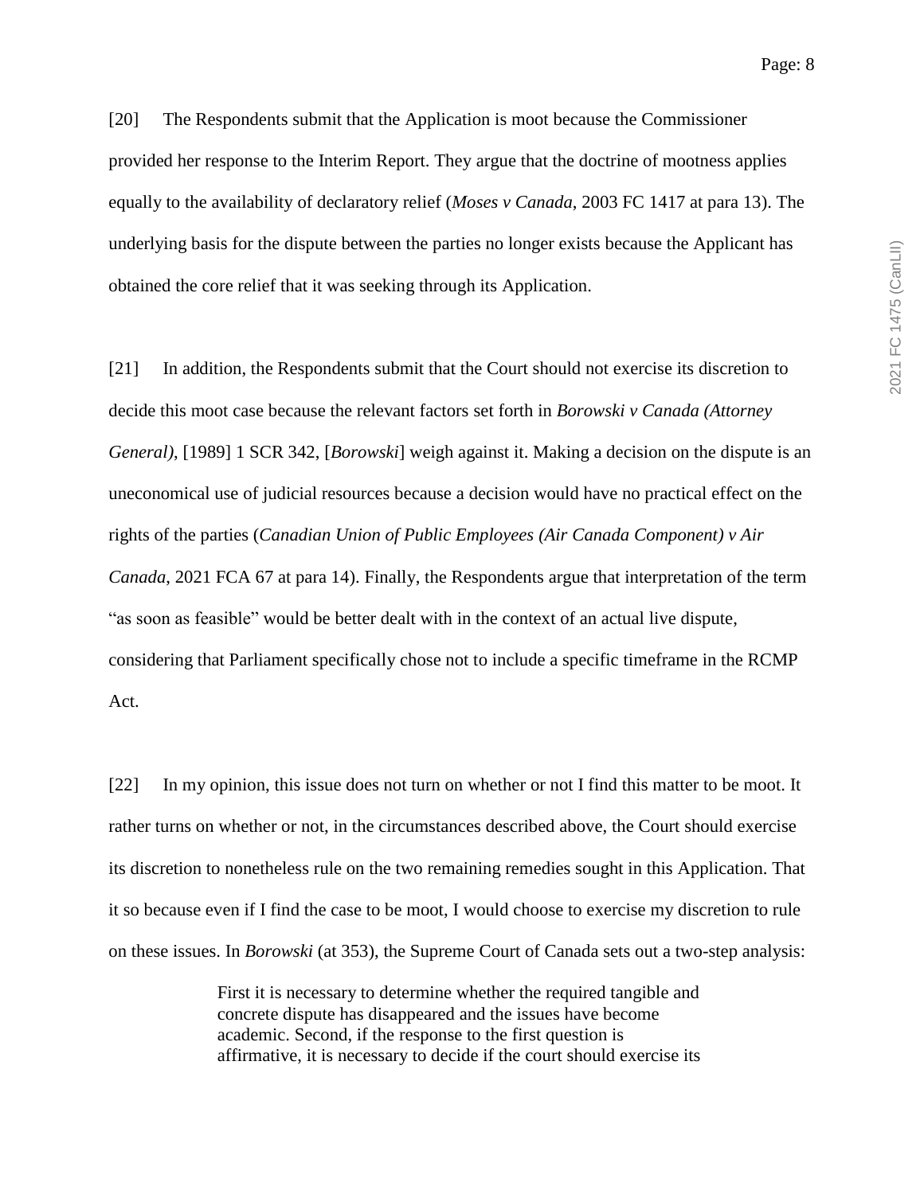[20] The Respondents submit that the Application is moot because the Commissioner provided her response to the Interim Report. They argue that the doctrine of mootness applies equally to the availability of declaratory relief (*Moses v Canada*, 2003 FC 1417 at para 13). The underlying basis for the dispute between the parties no longer exists because the Applicant has obtained the core relief that it was seeking through its Application.

[21] In addition, the Respondents submit that the Court should not exercise its discretion to decide this moot case because the relevant factors set forth in *Borowski v Canada (Attorney General)*, [1989] 1 SCR 342, [*Borowski*] weigh against it. Making a decision on the dispute is an uneconomical use of judicial resources because a decision would have no practical effect on the rights of the parties (*Canadian Union of Public Employees (Air Canada Component) v Air Canada*, 2021 FCA 67 at para 14). Finally, the Respondents argue that interpretation of the term "as soon as feasible" would be better dealt with in the context of an actual live dispute, considering that Parliament specifically chose not to include a specific timeframe in the RCMP Act.

[22] In my opinion, this issue does not turn on whether or not I find this matter to be moot. It rather turns on whether or not, in the circumstances described above, the Court should exercise its discretion to nonetheless rule on the two remaining remedies sought in this Application. That it so because even if I find the case to be moot, I would choose to exercise my discretion to rule on these issues. In *Borowski* (at 353), the Supreme Court of Canada sets out a two-step analysis:

> First it is necessary to determine whether the required tangible and concrete dispute has disappeared and the issues have become academic. Second, if the response to the first question is affirmative, it is necessary to decide if the court should exercise its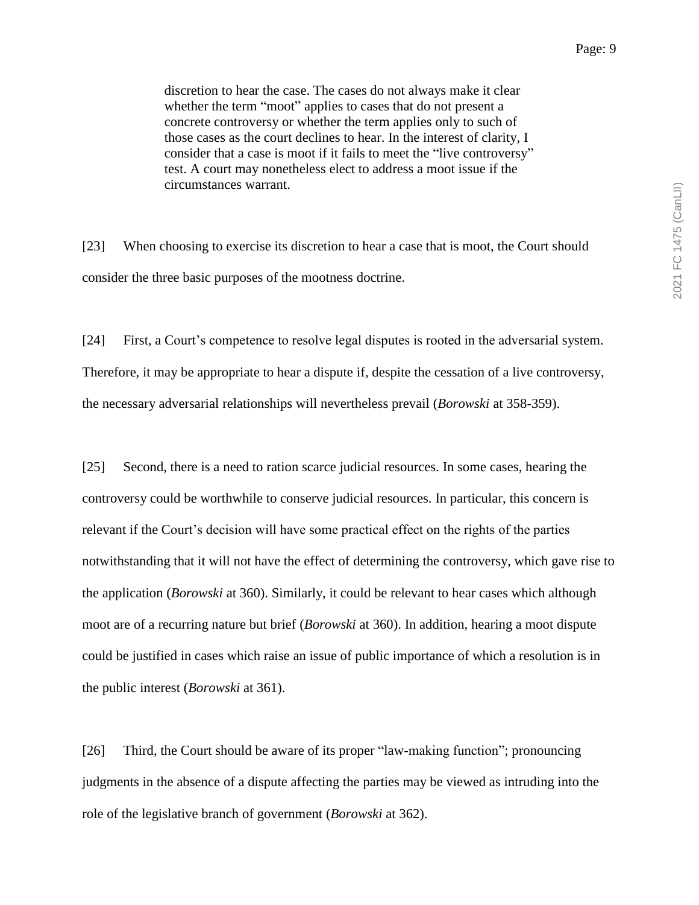> discretion to hear the case. The cases do not always make it clear whether the term "moot" applies to cases that do not present a concrete controversy or whether the term applies only to such of those cases as the court declines to hear. In the interest of clarity, I consider that a case is moot if it fails to meet the "live controversy" test. A court may nonetheless elect to address a moot issue if the circumstances warrant.

[23] When choosing to exercise its discretion to hear a case that is moot, the Court should consider the three basic purposes of the mootness doctrine.

[24] First, a Court's competence to resolve legal disputes is rooted in the adversarial system. Therefore, it may be appropriate to hear a dispute if, despite the cessation of a live controversy, the necessary adversarial relationships will nevertheless prevail (*Borowski* at 358-359).

[25] Second, there is a need to ration scarce judicial resources. In some cases, hearing the controversy could be worthwhile to conserve judicial resources. In particular, this concern is relevant if the Court's decision will have some practical effect on the rights of the parties notwithstanding that it will not have the effect of determining the controversy, which gave rise to the application (*Borowski* at 360). Similarly, it could be relevant to hear cases which although moot are of a recurring nature but brief (*Borowski* at 360). In addition, hearing a moot dispute could be justified in cases which raise an issue of public importance of which a resolution is in the public interest (*Borowski* at 361).

[26] Third, the Court should be aware of its proper "law-making function"; pronouncing judgments in the absence of a dispute affecting the parties may be viewed as intruding into the role of the legislative branch of government (*Borowski* at 362).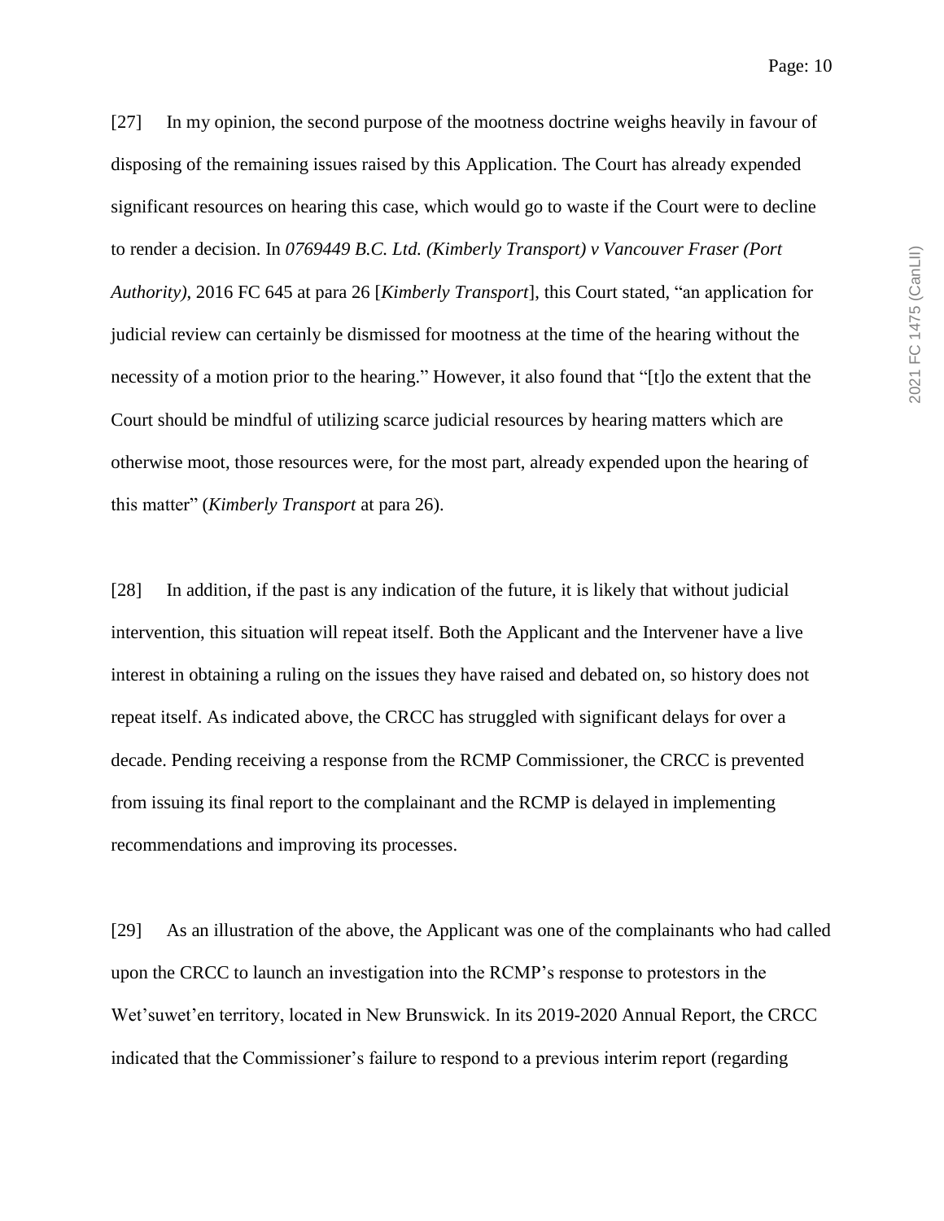[27] In my opinion, the second purpose of the mootness doctrine weighs heavily in favour of disposing of the remaining issues raised by this Application. The Court has already expended significant resources on hearing this case, which would go to waste if the Court were to decline to render a decision. In *0769449 B.C. Ltd. (Kimberly Transport) v Vancouver Fraser (Port Authority)*, 2016 FC 645 at para 26 [*Kimberly Transport*], this Court stated, "an application for judicial review can certainly be dismissed for mootness at the time of the hearing without the necessity of a motion prior to the hearing." However, it also found that "[t]o the extent that the Court should be mindful of utilizing scarce judicial resources by hearing matters which are otherwise moot, those resources were, for the most part, already expended upon the hearing of this matter" (*Kimberly Transport* at para 26).

[28] In addition, if the past is any indication of the future, it is likely that without judicial intervention, this situation will repeat itself. Both the Applicant and the Intervener have a live interest in obtaining a ruling on the issues they have raised and debated on, so history does not repeat itself. As indicated above, the CRCC has struggled with significant delays for over a decade. Pending receiving a response from the RCMP Commissioner, the CRCC is prevented from issuing its final report to the complainant and the RCMP is delayed in implementing recommendations and improving its processes.

[29] As an illustration of the above, the Applicant was one of the complainants who had called upon the CRCC to launch an investigation into the RCMP's response to protestors in the Wet'suwet'en territory, located in New Brunswick. In its 2019-2020 Annual Report, the CRCC indicated that the Commissioner's failure to respond to a previous interim report (regarding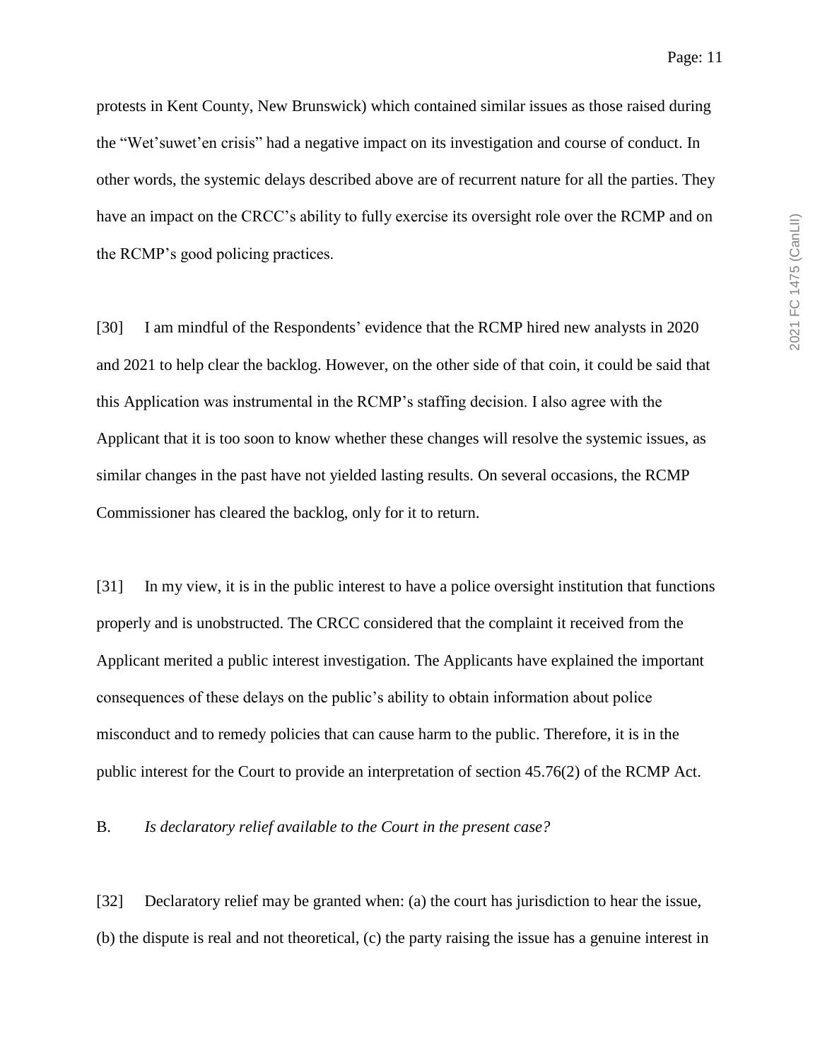protests in Kent County, New Brunswick) which contained similar issues as those raised during the "Wet'suwet'en crisis" had a negative impact on its investigation and course of conduct. In other words, the systemic delays described above are of recurrent nature for all the parties. They have an impact on the CRCC's ability to fully exercise its oversight role over the RCMP and on the RCMP's good policing practices.

[30] I am mindful of the Respondents' evidence that the RCMP hired new analysts in 2020 and 2021 to help clear the backlog. However, on the other side of that coin, it could be said that this Application was instrumental in the RCMP's staffing decision. I also agree with the Applicant that it is too soon to know whether these changes will resolve the systemic issues, as similar changes in the past have not yielded lasting results. On several occasions, the RCMP Commissioner has cleared the backlog, only for it to return.

[31] In my view, it is in the public interest to have a police oversight institution that functions properly and is unobstructed. The CRCC considered that the complaint it received from the Applicant merited a public interest investigation. The Applicants have explained the important consequences of these delays on the public's ability to obtain information about police misconduct and to remedy policies that can cause harm to the public. Therefore, it is in the public interest for the Court to provide an interpretation of section 45.76(2) of the RCMP Act.

B. *Is declaratory relief available to the Court in the present case?*

[32] Declaratory relief may be granted when: (a) the court has jurisdiction to hear the issue, (b) the dispute is real and not theoretical, (c) the party raising the issue has a genuine interest in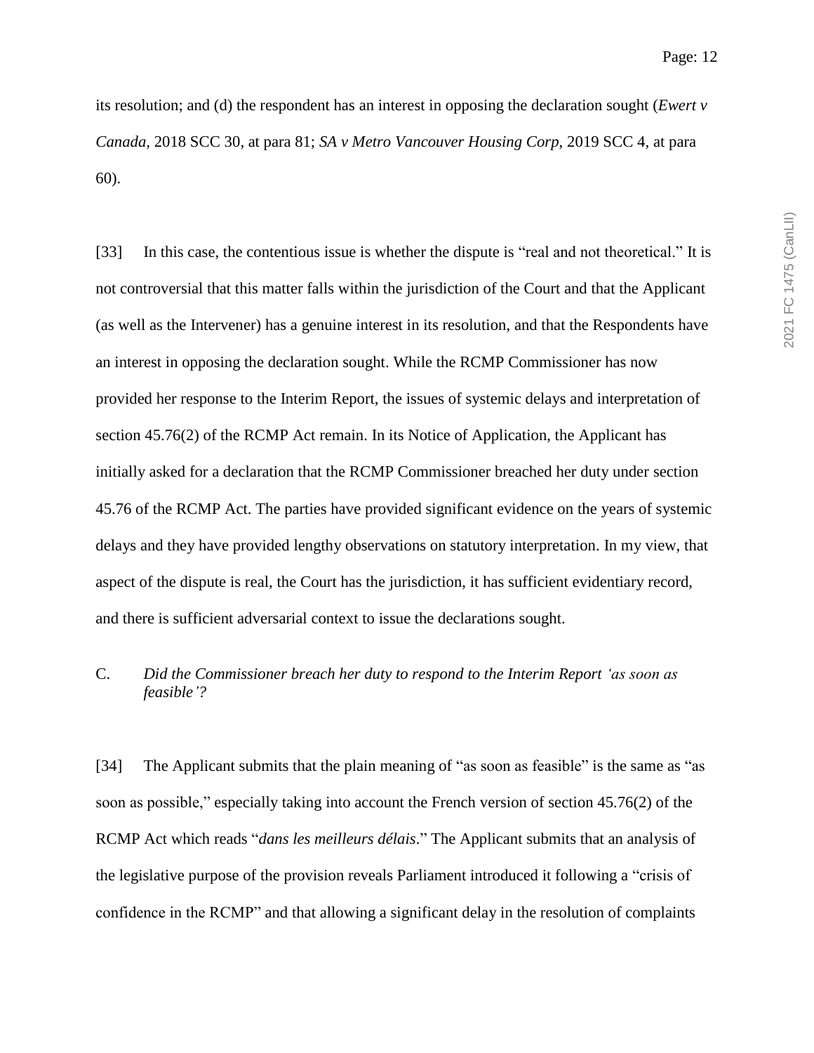its resolution; and (d) the respondent has an interest in opposing the declaration sought (*Ewert v Canada*, 2018 SCC 30, at para 81; *SA v Metro Vancouver Housing Corp*, 2019 SCC 4, at para 60).

[33] In this case, the contentious issue is whether the dispute is "real and not theoretical." It is not controversial that this matter falls within the jurisdiction of the Court and that the Applicant (as well as the Intervener) has a genuine interest in its resolution, and that the Respondents have an interest in opposing the declaration sought. While the RCMP Commissioner has now provided her response to the Interim Report, the issues of systemic delays and interpretation of section 45.76(2) of the RCMP Act remain. In its Notice of Application, the Applicant has initially asked for a declaration that the RCMP Commissioner breached her duty under section 45.76 of the RCMP Act. The parties have provided significant evidence on the years of systemic delays and they have provided lengthy observations on statutory interpretation. In my view, that aspect of the dispute is real, the Court has the jurisdiction, it has sufficient evidentiary record, and there is sufficient adversarial context to issue the declarations sought.

### C. *Did the Commissioner breach her duty to respond to the Interim Report 'as soon as feasible'?*

[34] The Applicant submits that the plain meaning of "as soon as feasible" is the same as "as soon as possible," especially taking into account the French version of section 45.76(2) of the RCMP Act which reads "*dans les meilleurs délais*." The Applicant submits that an analysis of the legislative purpose of the provision reveals Parliament introduced it following a "crisis of confidence in the RCMP" and that allowing a significant delay in the resolution of complaints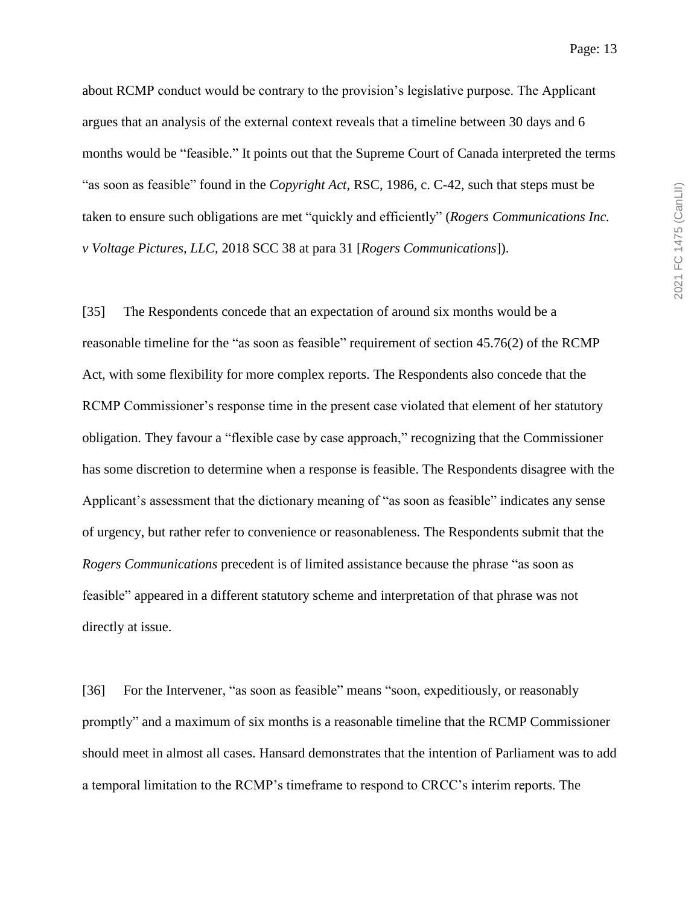about RCMP conduct would be contrary to the provision's legislative purpose. The Applicant argues that an analysis of the external context reveals that a timeline between 30 days and 6 months would be "feasible." It points out that the Supreme Court of Canada interpreted the terms "as soon as feasible" found in the *Copyright Act*, RSC, 1986, c. C-42, such that steps must be taken to ensure such obligations are met "quickly and efficiently" (*Rogers Communications Inc. v Voltage Pictures, LLC*, 2018 SCC 38 at para 31 [*Rogers Communications*]).

[35] The Respondents concede that an expectation of around six months would be a reasonable timeline for the "as soon as feasible" requirement of section 45.76(2) of the RCMP Act, with some flexibility for more complex reports. The Respondents also concede that the RCMP Commissioner's response time in the present case violated that element of her statutory obligation. They favour a "flexible case by case approach," recognizing that the Commissioner has some discretion to determine when a response is feasible. The Respondents disagree with the Applicant's assessment that the dictionary meaning of "as soon as feasible" indicates any sense of urgency, but rather refer to convenience or reasonableness. The Respondents submit that the *Rogers Communications* precedent is of limited assistance because the phrase "as soon as feasible" appeared in a different statutory scheme and interpretation of that phrase was not directly at issue.

[36] For the Intervener, "as soon as feasible" means "soon, expeditiously, or reasonably promptly" and a maximum of six months is a reasonable timeline that the RCMP Commissioner should meet in almost all cases. Hansard demonstrates that the intention of Parliament was to add a temporal limitation to the RCMP's timeframe to respond to CRCC's interim reports. The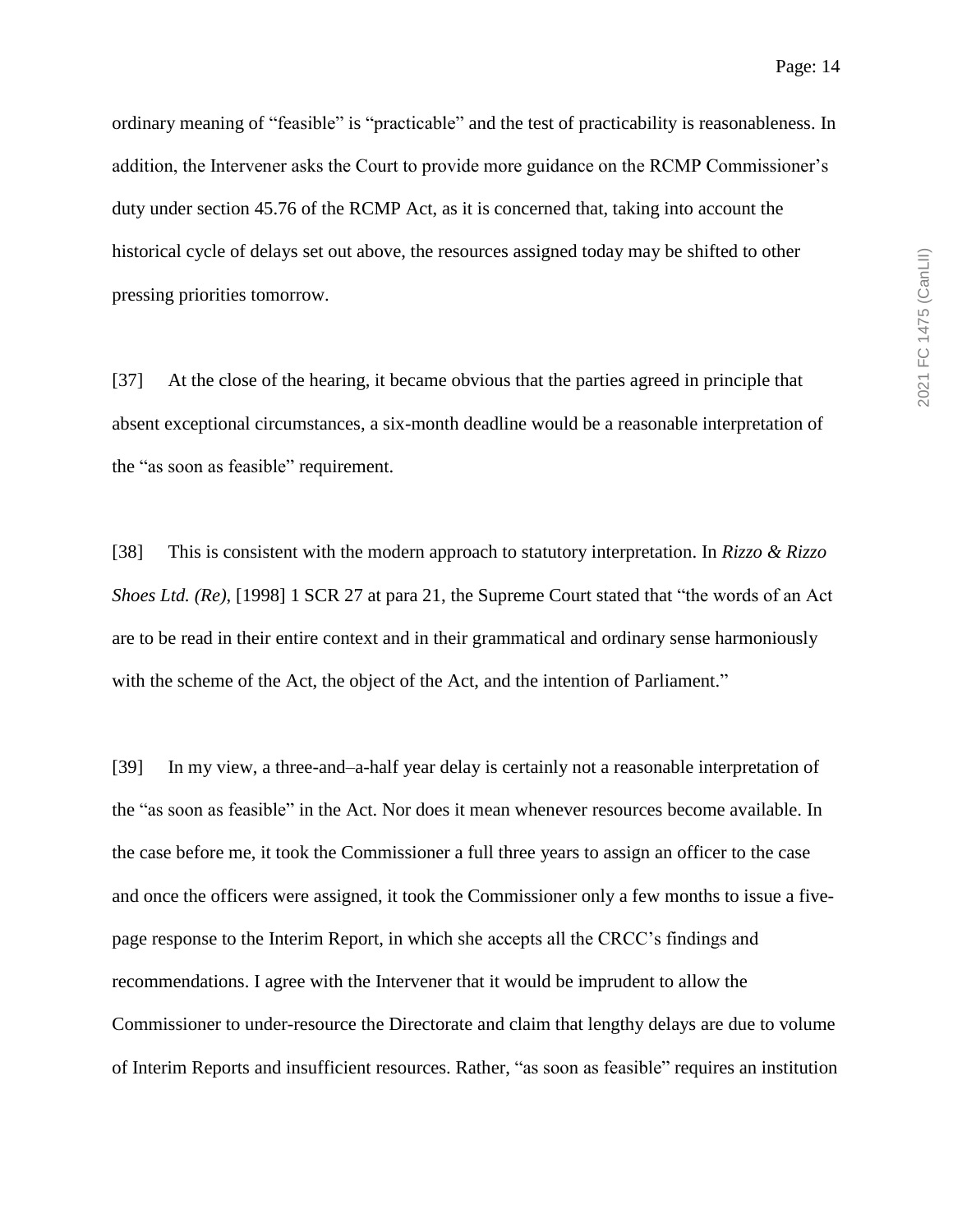ordinary meaning of "feasible" is "practicable" and the test of practicability is reasonableness. In addition, the Intervener asks the Court to provide more guidance on the RCMP Commissioner's duty under section 45.76 of the RCMP Act, as it is concerned that, taking into account the historical cycle of delays set out above, the resources assigned today may be shifted to other pressing priorities tomorrow.

[37] At the close of the hearing, it became obvious that the parties agreed in principle that absent exceptional circumstances, a six-month deadline would be a reasonable interpretation of the "as soon as feasible" requirement.

[38] This is consistent with the modern approach to statutory interpretation. In *Rizzo & Rizzo Shoes Ltd. (Re)*, [1998] 1 SCR 27 at para 21, the Supreme Court stated that "the words of an Act are to be read in their entire context and in their grammatical and ordinary sense harmoniously with the scheme of the Act, the object of the Act, and the intention of Parliament."

[39] In my view, a three-and–a-half year delay is certainly not a reasonable interpretation of the "as soon as feasible" in the Act. Nor does it mean whenever resources become available. In the case before me, it took the Commissioner a full three years to assign an officer to the case and once the officers were assigned, it took the Commissioner only a few months to issue a five-page response to the Interim Report, in which she accepts all the CRCC's findings and recommendations. I agree with the Intervener that it would be imprudent to allow the Commissioner to under-resource the Directorate and claim that lengthy delays are due to volume of Interim Reports and insufficient resources. Rather, "as soon as feasible" requires an institution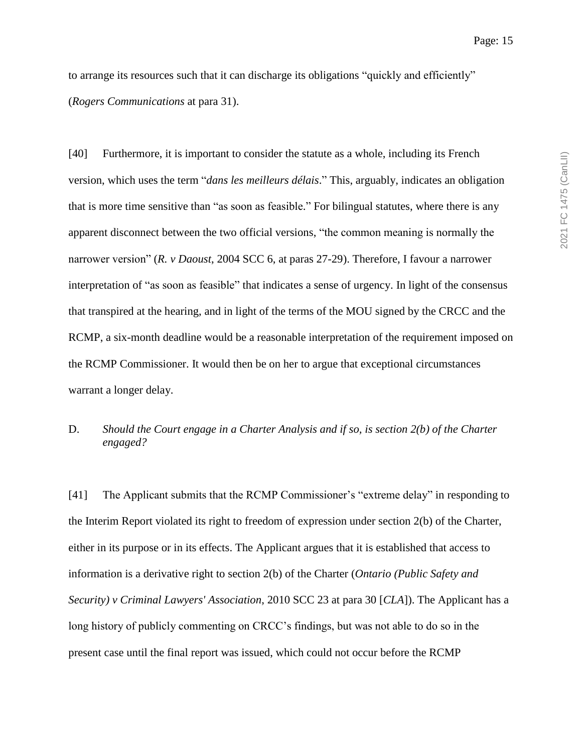to arrange its resources such that it can discharge its obligations "quickly and efficiently" (*Rogers Communications* at para 31).

[40] Furthermore, it is important to consider the statute as a whole, including its French version, which uses the term "*dans les meilleurs délais*." This, arguably, indicates an obligation that is more time sensitive than "as soon as feasible." For bilingual statutes, where there is any apparent disconnect between the two official versions, "the common meaning is normally the narrower version" (*R. v Daoust*, 2004 SCC 6, at paras 27-29). Therefore, I favour a narrower interpretation of "as soon as feasible" that indicates a sense of urgency. In light of the consensus that transpired at the hearing, and in light of the terms of the MOU signed by the CRCC and the RCMP, a six-month deadline would be a reasonable interpretation of the requirement imposed on the RCMP Commissioner. It would then be on her to argue that exceptional circumstances warrant a longer delay.

D. *Should the Court engage in a Charter Analysis and if so, is section 2(b) of the Charter engaged?*

[41] The Applicant submits that the RCMP Commissioner's "extreme delay" in responding to the Interim Report violated its right to freedom of expression under section 2(b) of the Charter, either in its purpose or in its effects. The Applicant argues that it is established that access to information is a derivative right to section 2(b) of the Charter (*Ontario (Public Safety and Security) v Criminal Lawyers' Association*, 2010 SCC 23 at para 30 [*CLA*]). The Applicant has a long history of publicly commenting on CRCC's findings, but was not able to do so in the present case until the final report was issued, which could not occur before the RCMP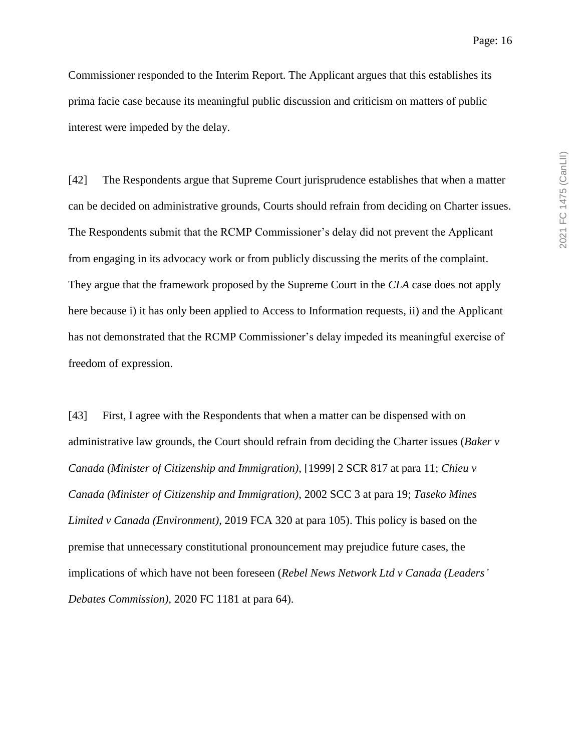Commissioner responded to the Interim Report. The Applicant argues that this establishes its prima facie case because its meaningful public discussion and criticism on matters of public interest were impeded by the delay.

[42] The Respondents argue that Supreme Court jurisprudence establishes that when a matter can be decided on administrative grounds, Courts should refrain from deciding on Charter issues. The Respondents submit that the RCMP Commissioner's delay did not prevent the Applicant from engaging in its advocacy work or from publicly discussing the merits of the complaint. They argue that the framework proposed by the Supreme Court in the *CLA* case does not apply here because i) it has only been applied to Access to Information requests, ii) and the Applicant has not demonstrated that the RCMP Commissioner's delay impeded its meaningful exercise of freedom of expression.

[43] First, I agree with the Respondents that when a matter can be dispensed with on administrative law grounds, the Court should refrain from deciding the Charter issues (*Baker v Canada (Minister of Citizenship and Immigration)*, [1999] 2 SCR 817 at para 11; *Chieu v Canada (Minister of Citizenship and Immigration)*, 2002 SCC 3 at para 19; *Taseko Mines Limited v Canada (Environment)*, 2019 FCA 320 at para 105). This policy is based on the premise that unnecessary constitutional pronouncement may prejudice future cases, the implications of which have not been foreseen (*Rebel News Network Ltd v Canada (Leaders' Debates Commission)*, 2020 FC 1181 at para 64).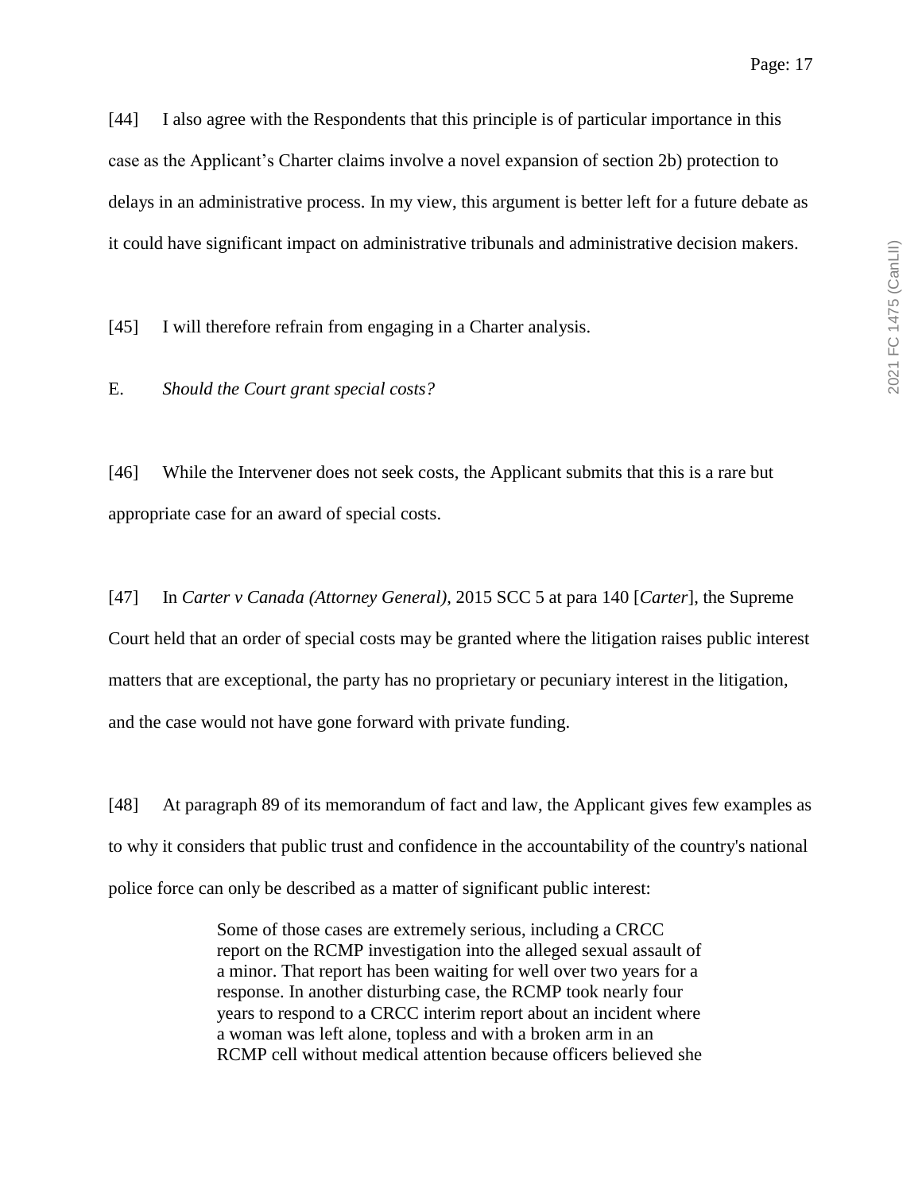[44] I also agree with the Respondents that this principle is of particular importance in this case as the Applicant's Charter claims involve a novel expansion of section 2b) protection to delays in an administrative process. In my view, this argument is better left for a future debate as it could have significant impact on administrative tribunals and administrative decision makers.

[45] I will therefore refrain from engaging in a Charter analysis.

E. *Should the Court grant special costs?*

[46] While the Intervener does not seek costs, the Applicant submits that this is a rare but appropriate case for an award of special costs.

[47] In *Carter v Canada (Attorney General)*, 2015 SCC 5 at para 140 [*Carter*], the Supreme Court held that an order of special costs may be granted where the litigation raises public interest matters that are exceptional, the party has no proprietary or pecuniary interest in the litigation, and the case would not have gone forward with private funding.

[48] At paragraph 89 of its memorandum of fact and law, the Applicant gives few examples as to why it considers that public trust and confidence in the accountability of the country's national police force can only be described as a matter of significant public interest:

> Some of those cases are extremely serious, including a CRCC report on the RCMP investigation into the alleged sexual assault of a minor. That report has been waiting for well over two years for a response. In another disturbing case, the RCMP took nearly four years to respond to a CRCC interim report about an incident where a woman was left alone, topless and with a broken arm in an RCMP cell without medical attention because officers believed she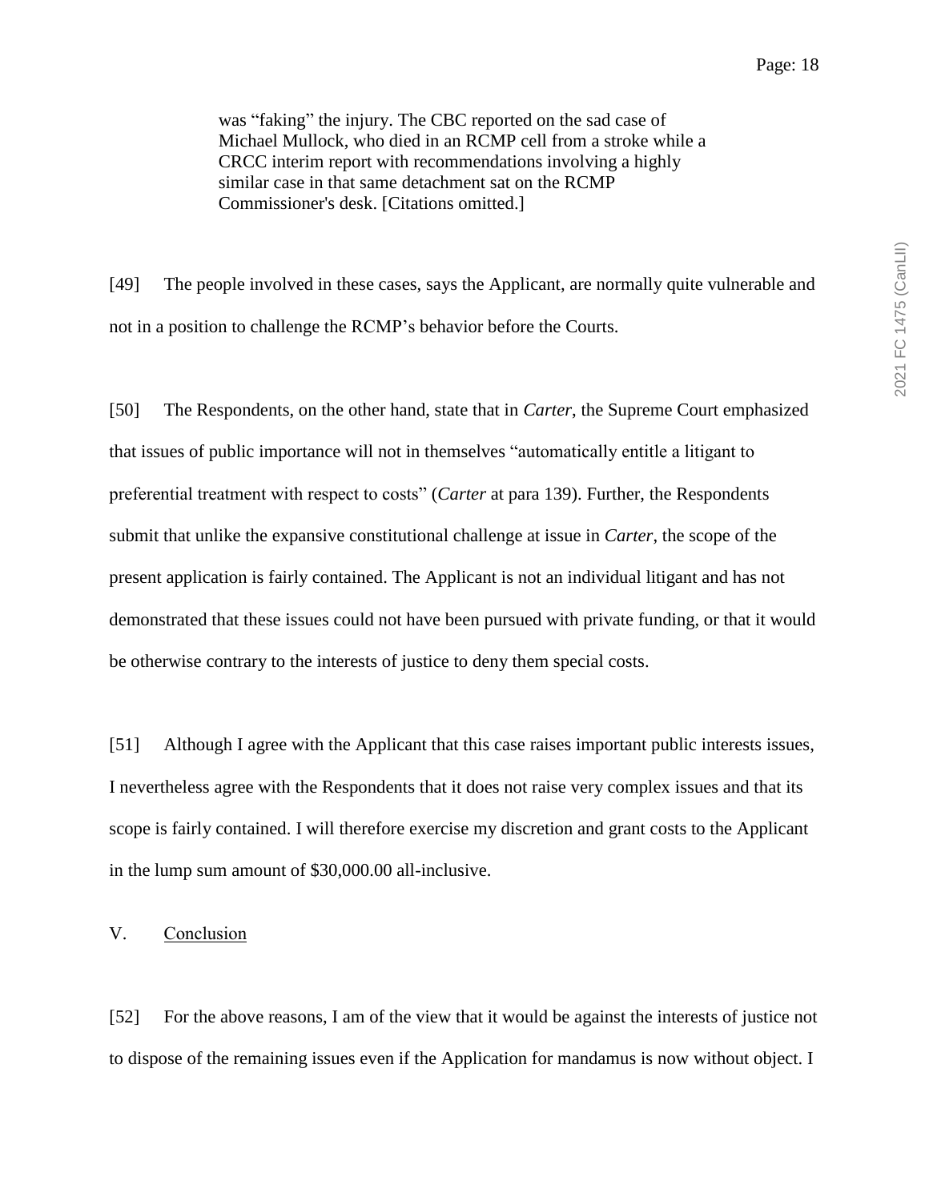> was "faking" the injury. The CBC reported on the sad case of Michael Mullock, who died in an RCMP cell from a stroke while a CRCC interim report with recommendations involving a highly similar case in that same detachment sat on the RCMP Commissioner's desk. [Citations omitted.]

[49] The people involved in these cases, says the Applicant, are normally quite vulnerable and not in a position to challenge the RCMP's behavior before the Courts.

[50] The Respondents, on the other hand, state that in *Carter*, the Supreme Court emphasized that issues of public importance will not in themselves "automatically entitle a litigant to preferential treatment with respect to costs" (*Carter* at para 139). Further, the Respondents submit that unlike the expansive constitutional challenge at issue in *Carter*, the scope of the present application is fairly contained. The Applicant is not an individual litigant and has not demonstrated that these issues could not have been pursued with private funding, or that it would be otherwise contrary to the interests of justice to deny them special costs.

[51] Although I agree with the Applicant that this case raises important public interests issues, I nevertheless agree with the Respondents that it does not raise very complex issues and that its scope is fairly contained. I will therefore exercise my discretion and grant costs to the Applicant in the lump sum amount of $30,000.00 all-inclusive.

## V. Conclusion

[52] For the above reasons, I am of the view that it would be against the interests of justice not to dispose of the remaining issues even if the Application for mandamus is now without object. I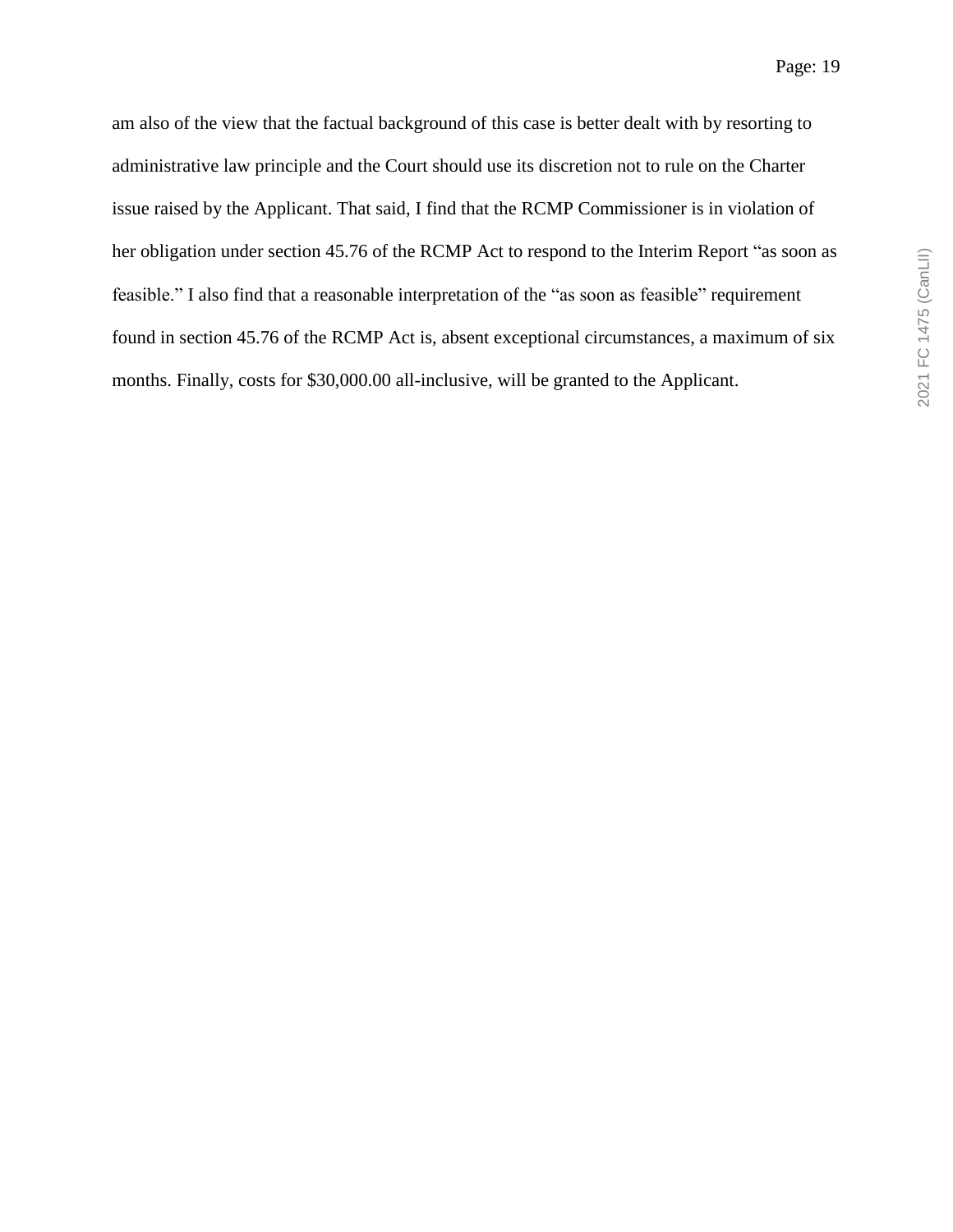am also of the view that the factual background of this case is better dealt with by resorting to administrative law principle and the Court should use its discretion not to rule on the Charter issue raised by the Applicant. That said, I find that the RCMP Commissioner is in violation of her obligation under section 45.76 of the RCMP Act to respond to the Interim Report "as soon as feasible." I also find that a reasonable interpretation of the "as soon as feasible" requirement found in section 45.76 of the RCMP Act is, absent exceptional circumstances, a maximum of six months. Finally, costs for $30,000.00 all-inclusive, will be granted to the Applicant.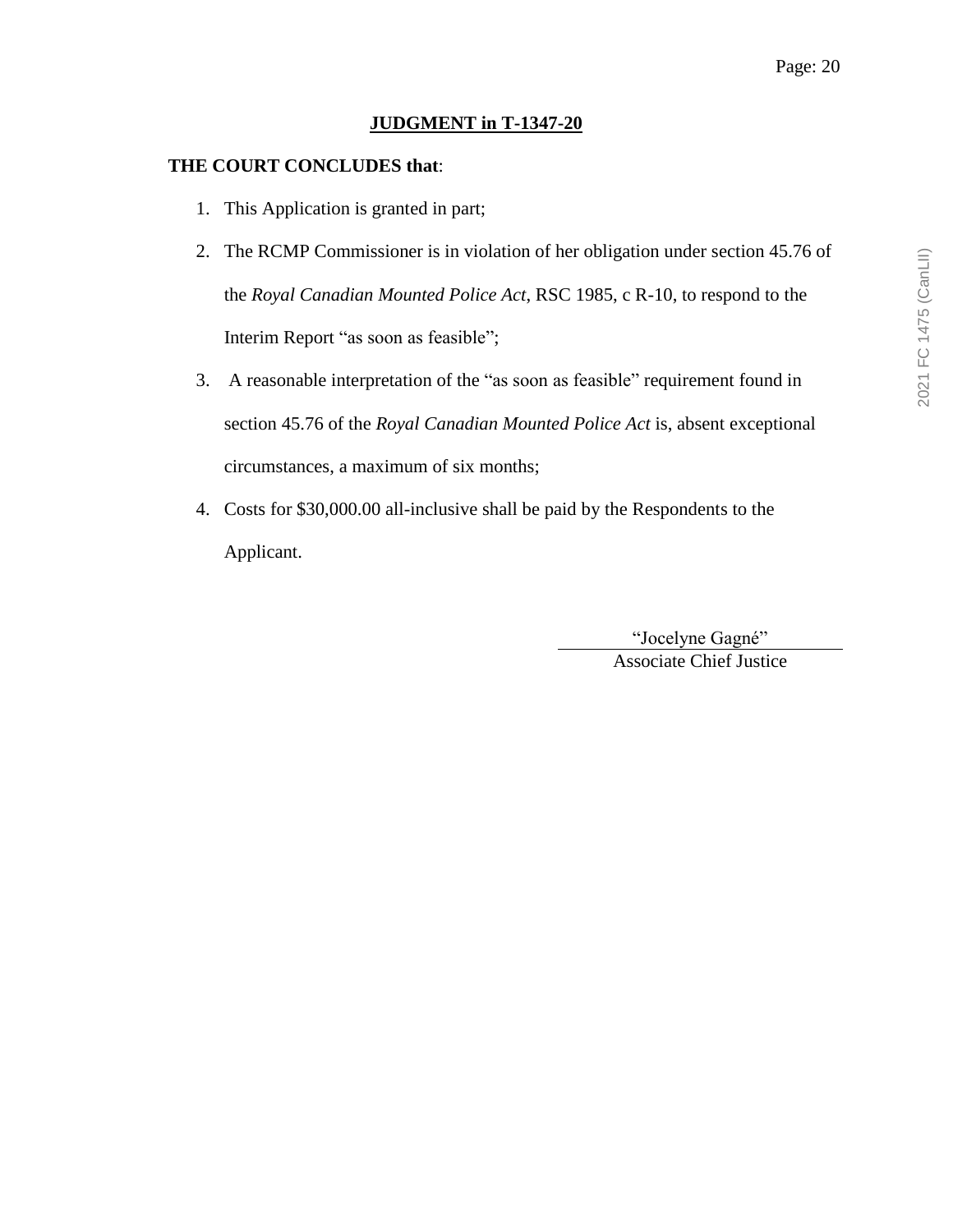**JUDGMENT in T-1347-20**

**THE COURT CONCLUDES that**:

1. This Application is granted in part;
2. The RCMP Commissioner is in violation of her obligation under section 45.76 of the *Royal Canadian Mounted Police Act*, RSC 1985, c R-10, to respond to the Interim Report "as soon as feasible";
3. A reasonable interpretation of the "as soon as feasible" requirement found in section 45.76 of the *Royal Canadian Mounted Police Act* is, absent exceptional circumstances, a maximum of six months;
4. Costs for $30,000.00 all-inclusive shall be paid by the Respondents to the Applicant.

"Jocelyne Gagné"
Associate Chief Justice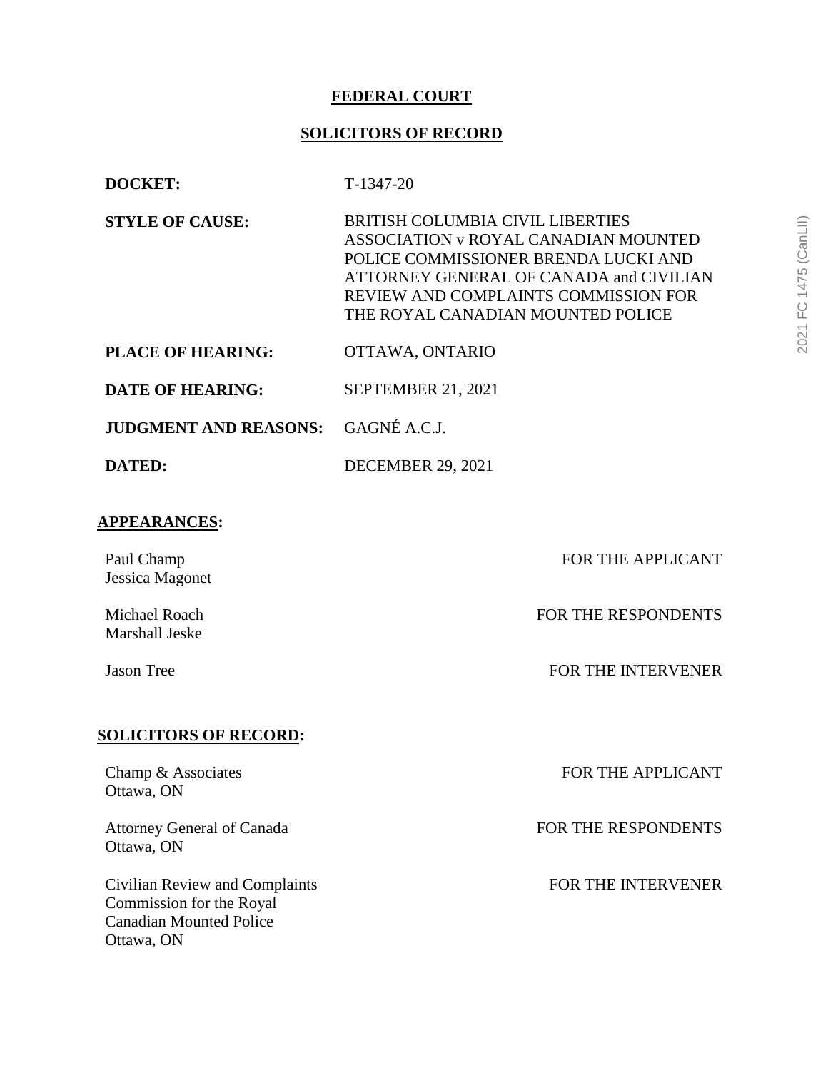**FEDERAL COURT**

**SOLICITORS OF RECORD**

| | |
|---|---|
| **DOCKET:** | T-1347-20 |
| **STYLE OF CAUSE:** | BRITISH COLUMBIA CIVIL LIBERTIES ASSOCIATION v ROYAL CANADIAN MOUNTED POLICE COMMISSIONER BRENDA LUCKI AND ATTORNEY GENERAL OF CANADA and CIVILIAN REVIEW AND COMPLAINTS COMMISSION FOR THE ROYAL CANADIAN MOUNTED POLICE |
| **PLACE OF HEARING:** | OTTAWA, ONTARIO |
| **DATE OF HEARING:** | SEPTEMBER 21, 2021 |
| **JUDGMENT AND REASONS:** | GAGNÉ A.C.J. |
| **DATED:** | DECEMBER 29, 2021 |

**APPEARANCES:**

| | |
|---|---|
| Paul Champ<br>Jessica Magonet | FOR THE APPLICANT |
| Michael Roach<br>Marshall Jeske | FOR THE RESPONDENTS |
| Jason Tree | FOR THE INTERVENER |

**SOLICITORS OF RECORD:**

| | |
|---|---|
| Champ & Associates<br>Ottawa, ON | FOR THE APPLICANT |
| Attorney General of Canada<br>Ottawa, ON | FOR THE RESPONDENTS |
| Civilian Review and Complaints Commission for the Royal Canadian Mounted Police<br>Ottawa, ON | FOR THE INTERVENER |